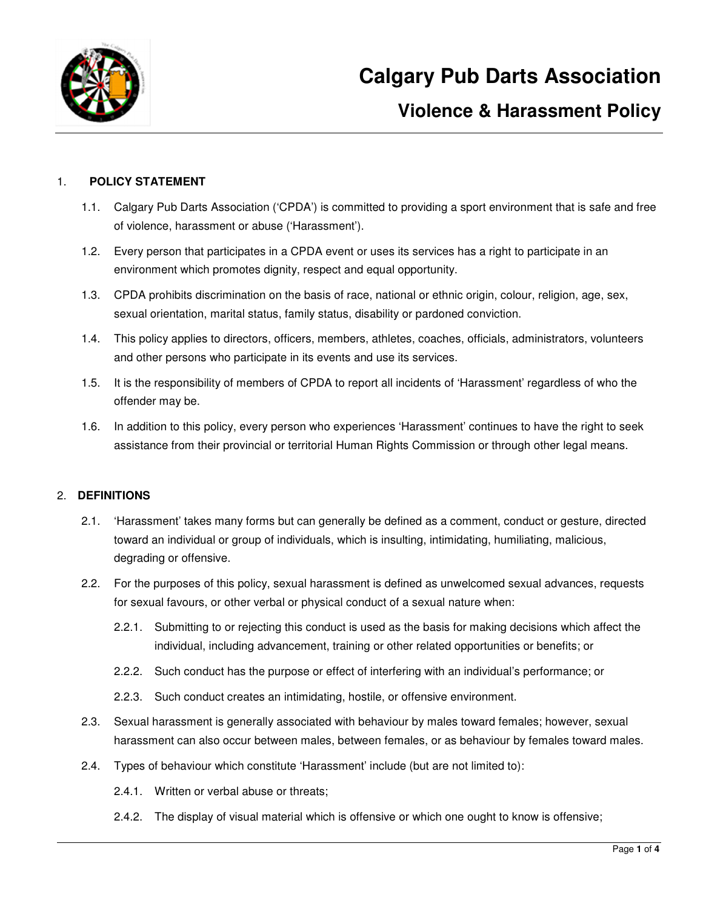# Calgary Pub Darts Association

## Violence & Harassment Policy

1. **POLICY STATEMENT**

   1.1. Calgary Pub Darts Association ('CPDA') is committed to providing a sport environment that is safe and free of violence, harassment or abuse ('Harassment').

   1.2. Every person that participates in a CPDA event or uses its services has a right to participate in an environment which promotes dignity, respect and equal opportunity.

   1.3. CPDA prohibits discrimination on the basis of race, national or ethnic origin, colour, religion, age, sex, sexual orientation, marital status, family status, disability or pardoned conviction.

   1.4. This policy applies to directors, officers, members, athletes, coaches, officials, administrators, volunteers and other persons who participate in its events and use its services.

   1.5. It is the responsibility of members of CPDA to report all incidents of 'Harassment' regardless of who the offender may be.

   1.6. In addition to this policy, every person who experiences 'Harassment' continues to have the right to seek assistance from their provincial or territorial Human Rights Commission or through other legal means.

2. **DEFINITIONS**

   2.1. 'Harassment' takes many forms but can generally be defined as a comment, conduct or gesture, directed toward an individual or group of individuals, which is insulting, intimidating, humiliating, malicious, degrading or offensive.

   2.2. For the purposes of this policy, sexual harassment is defined as unwelcomed sexual advances, requests for sexual favours, or other verbal or physical conduct of a sexual nature when:

      2.2.1. Submitting to or rejecting this conduct is used as the basis for making decisions which affect the individual, including advancement, training or other related opportunities or benefits; or

      2.2.2. Such conduct has the purpose or effect of interfering with an individual's performance; or

      2.2.3. Such conduct creates an intimidating, hostile, or offensive environment.

   2.3. Sexual harassment is generally associated with behaviour by males toward females; however, sexual harassment can also occur between males, between females, or as behaviour by females toward males.

   2.4. Types of behaviour which constitute 'Harassment' include (but are not limited to):

      2.4.1. Written or verbal abuse or threats;

      2.4.2. The display of visual material which is offensive or which one ought to know is offensive;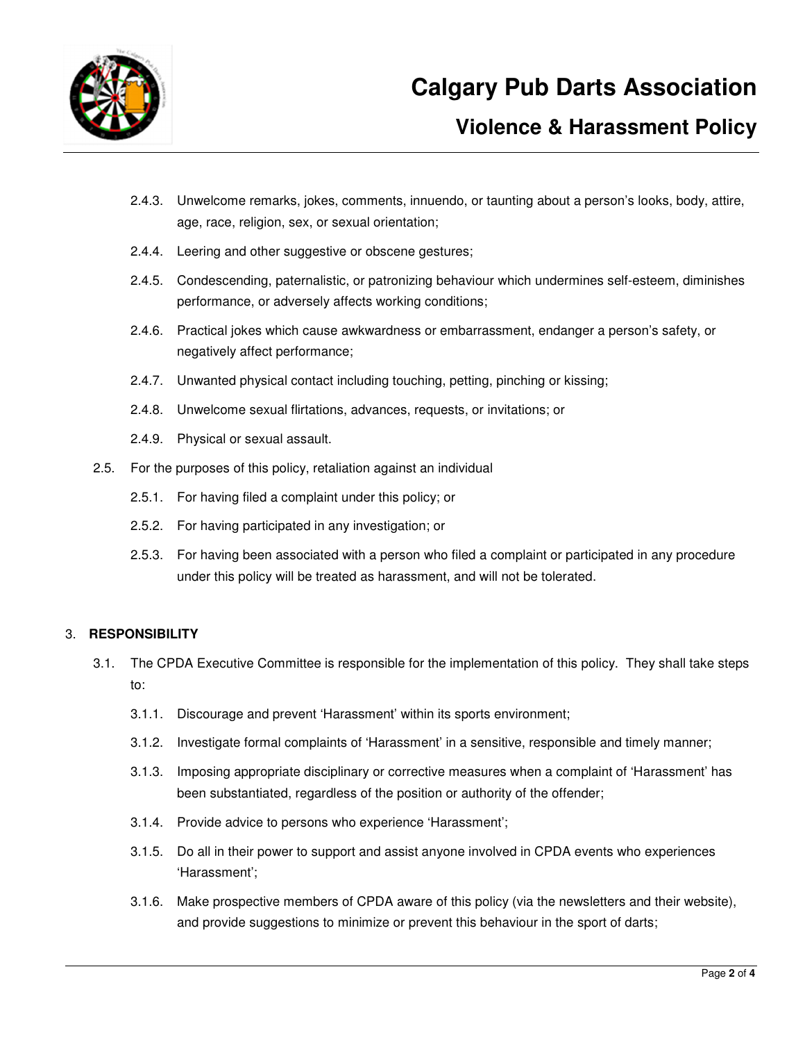2.4.3. Unwelcome remarks, jokes, comments, innuendo, or taunting about a person's looks, body, attire, age, race, religion, sex, or sexual orientation;

2.4.4. Leering and other suggestive or obscene gestures;

2.4.5. Condescending, paternalistic, or patronizing behaviour which undermines self-esteem, diminishes performance, or adversely affects working conditions;

2.4.6. Practical jokes which cause awkwardness or embarrassment, endanger a person's safety, or negatively affect performance;

2.4.7. Unwanted physical contact including touching, petting, pinching or kissing;

2.4.8. Unwelcome sexual flirtations, advances, requests, or invitations; or

2.4.9. Physical or sexual assault.

2.5. For the purposes of this policy, retaliation against an individual

2.5.1. For having filed a complaint under this policy; or

2.5.2. For having participated in any investigation; or

2.5.3. For having been associated with a person who filed a complaint or participated in any procedure under this policy will be treated as harassment, and will not be tolerated.

## 3. RESPONSIBILITY

3.1. The CPDA Executive Committee is responsible for the implementation of this policy. They shall take steps to:

3.1.1. Discourage and prevent 'Harassment' within its sports environment;

3.1.2. Investigate formal complaints of 'Harassment' in a sensitive, responsible and timely manner;

3.1.3. Imposing appropriate disciplinary or corrective measures when a complaint of 'Harassment' has been substantiated, regardless of the position or authority of the offender;

3.1.4. Provide advice to persons who experience 'Harassment';

3.1.5. Do all in their power to support and assist anyone involved in CPDA events who experiences 'Harassment';

3.1.6. Make prospective members of CPDA aware of this policy (via the newsletters and their website), and provide suggestions to minimize or prevent this behaviour in the sport of darts;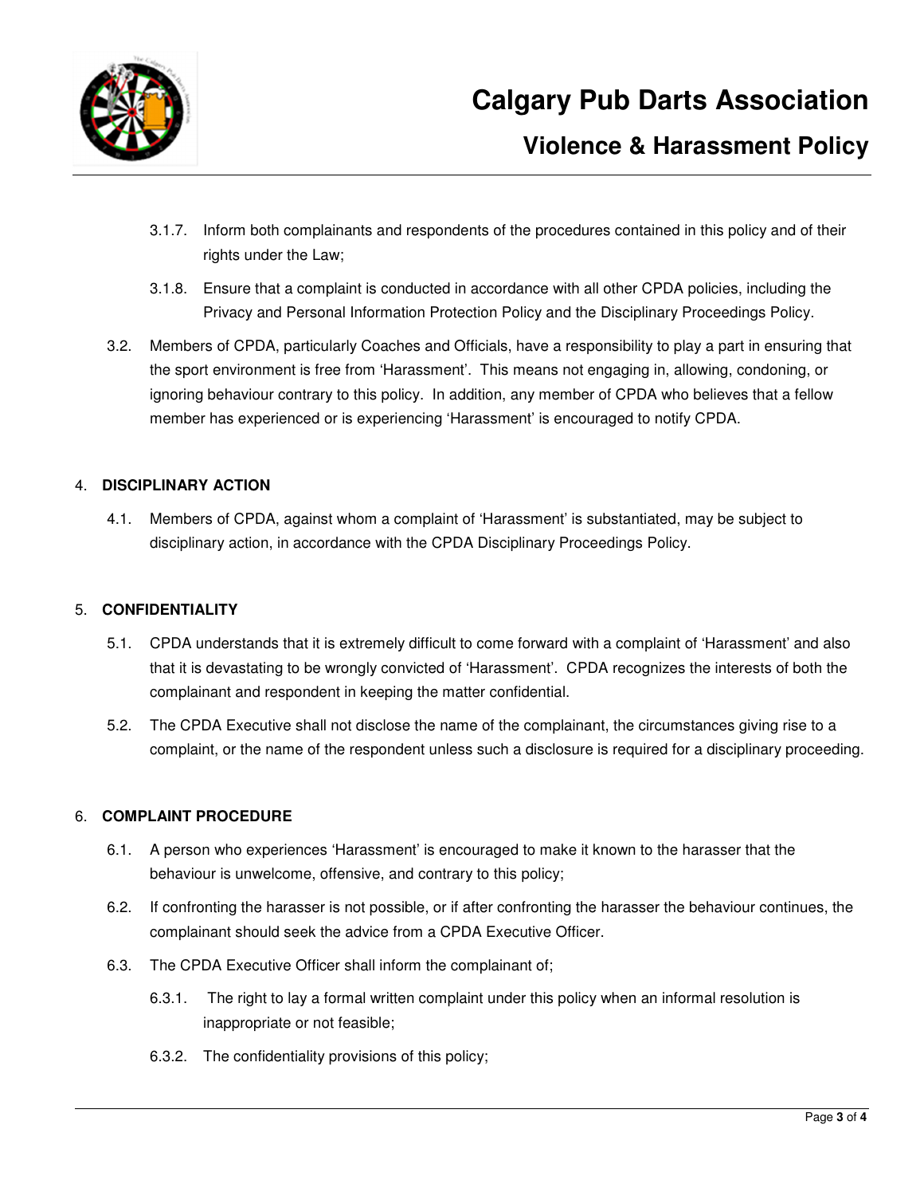3.1.7. Inform both complainants and respondents of the procedures contained in this policy and of their rights under the Law;

3.1.8. Ensure that a complaint is conducted in accordance with all other CPDA policies, including the Privacy and Personal Information Protection Policy and the Disciplinary Proceedings Policy.

3.2. Members of CPDA, particularly Coaches and Officials, have a responsibility to play a part in ensuring that the sport environment is free from 'Harassment'. This means not engaging in, allowing, condoning, or ignoring behaviour contrary to this policy. In addition, any member of CPDA who believes that a fellow member has experienced or is experiencing 'Harassment' is encouraged to notify CPDA.

## 4. DISCIPLINARY ACTION

4.1. Members of CPDA, against whom a complaint of 'Harassment' is substantiated, may be subject to disciplinary action, in accordance with the CPDA Disciplinary Proceedings Policy.

## 5. CONFIDENTIALITY

5.1. CPDA understands that it is extremely difficult to come forward with a complaint of 'Harassment' and also that it is devastating to be wrongly convicted of 'Harassment'. CPDA recognizes the interests of both the complainant and respondent in keeping the matter confidential.

5.2. The CPDA Executive shall not disclose the name of the complainant, the circumstances giving rise to a complaint, or the name of the respondent unless such a disclosure is required for a disciplinary proceeding.

## 6. COMPLAINT PROCEDURE

6.1. A person who experiences 'Harassment' is encouraged to make it known to the harasser that the behaviour is unwelcome, offensive, and contrary to this policy;

6.2. If confronting the harasser is not possible, or if after confronting the harasser the behaviour continues, the complainant should seek the advice from a CPDA Executive Officer.

6.3. The CPDA Executive Officer shall inform the complainant of;

6.3.1. The right to lay a formal written complaint under this policy when an informal resolution is inappropriate or not feasible;

6.3.2. The confidentiality provisions of this policy;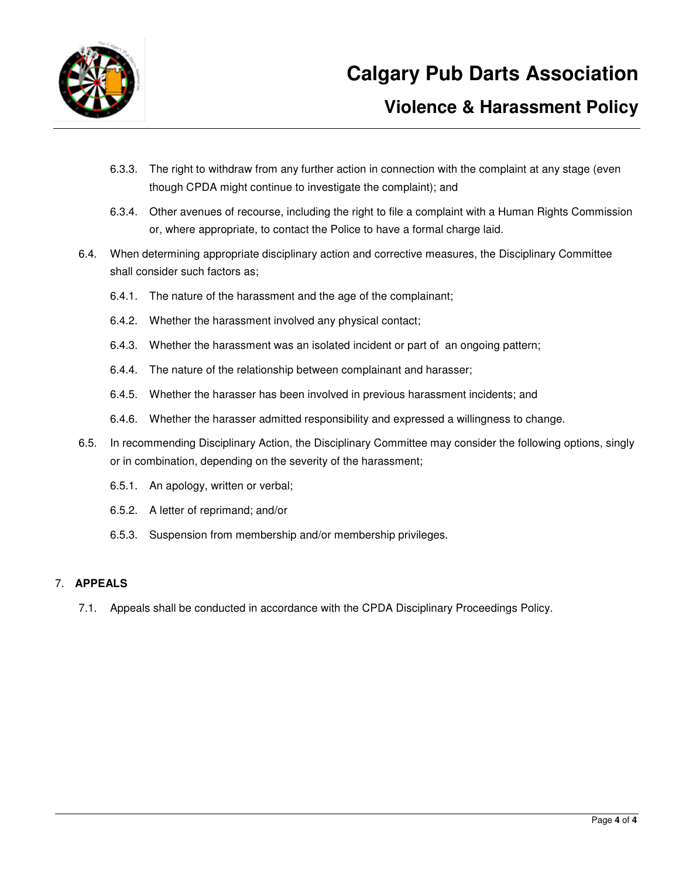6.3.3. The right to withdraw from any further action in connection with the complaint at any stage (even though CPDA might continue to investigate the complaint); and

6.3.4. Other avenues of recourse, including the right to file a complaint with a Human Rights Commission or, where appropriate, to contact the Police to have a formal charge laid.

6.4. When determining appropriate disciplinary action and corrective measures, the Disciplinary Committee shall consider such factors as;

6.4.1. The nature of the harassment and the age of the complainant;

6.4.2. Whether the harassment involved any physical contact;

6.4.3. Whether the harassment was an isolated incident or part of an ongoing pattern;

6.4.4. The nature of the relationship between complainant and harasser;

6.4.5. Whether the harasser has been involved in previous harassment incidents; and

6.4.6. Whether the harasser admitted responsibility and expressed a willingness to change.

6.5. In recommending Disciplinary Action, the Disciplinary Committee may consider the following options, singly or in combination, depending on the severity of the harassment;

6.5.1. An apology, written or verbal;

6.5.2. A letter of reprimand; and/or

6.5.3. Suspension from membership and/or membership privileges.

## 7. APPEALS

7.1. Appeals shall be conducted in accordance with the CPDA Disciplinary Proceedings Policy.